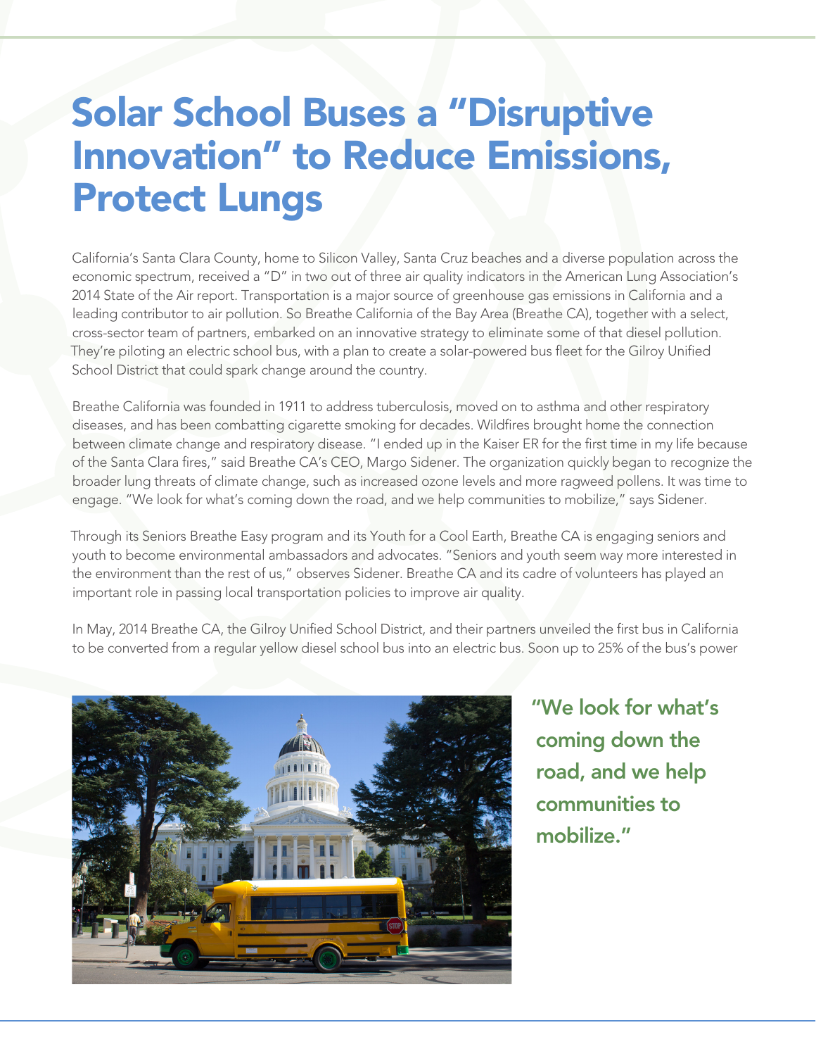# Solar School Buses a "Disruptive Innovation" to Reduce Emissions, Protect Lungs

California's Santa Clara County, home to Silicon Valley, Santa Cruz beaches and a diverse population across the economic spectrum, received a "D" in two out of three air quality indicators in the American Lung Association's 2014 State of the Air report. Transportation is a major source of greenhouse gas emissions in California and a leading contributor to air pollution. So Breathe California of the Bay Area (Breathe CA), together with a select, cross-sector team of partners, embarked on an innovative strategy to eliminate some of that diesel pollution. They're piloting an electric school bus, with a plan to create a solar-powered bus fleet for the Gilroy Unified School District that could spark change around the country.

Breathe California was founded in 1911 to address tuberculosis, moved on to asthma and other respiratory diseases, and has been combatting cigarette smoking for decades. Wildfires brought home the connection between climate change and respiratory disease. "I ended up in the Kaiser ER for the first time in my life because of the Santa Clara fires," said Breathe CA's CEO, Margo Sidener. The organization quickly began to recognize the broader lung threats of climate change, such as increased ozone levels and more ragweed pollens. It was time to engage. "We look for what's coming down the road, and we help communities to mobilize," says Sidener.

Through its Seniors Breathe Easy program and its Youth for a Cool Earth, Breathe CA is engaging seniors and youth to become environmental ambassadors and advocates. "Seniors and youth seem way more interested in the environment than the rest of us," observes Sidener. Breathe CA and its cadre of volunteers has played an important role in passing local transportation policies to improve air quality.

In May, 2014 Breathe CA, the Gilroy Unified School District, and their partners unveiled the first bus in California to be converted from a regular yellow diesel school bus into an electric bus. Soon up to 25% of the bus's power

"We look for what's coming down the road, and we help communities to mobilize."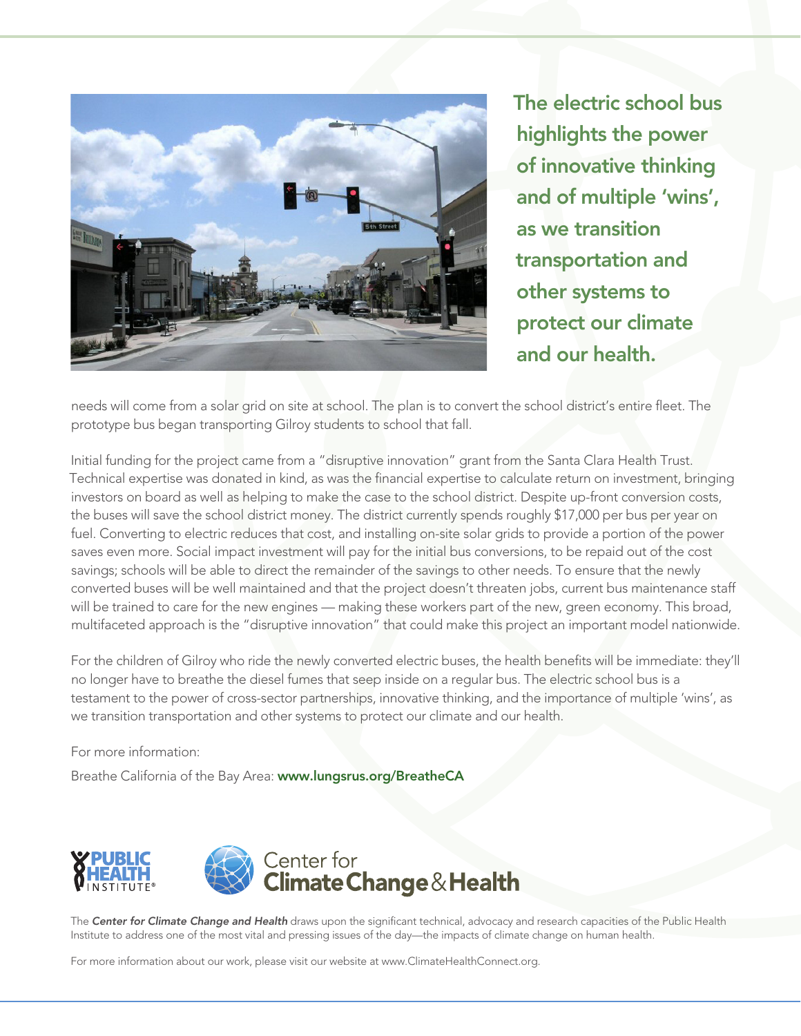**The electric school bus highlights the power of innovative thinking and of multiple 'wins', as we transition transportation and other systems to protect our climate and our health.**

needs will come from a solar grid on site at school. The plan is to convert the school district's entire fleet. The prototype bus began transporting Gilroy students to school that fall.

Initial funding for the project came from a "disruptive innovation" grant from the Santa Clara Health Trust. Technical expertise was donated in kind, as was the financial expertise to calculate return on investment, bringing investors on board as well as helping to make the case to the school district. Despite up-front conversion costs, the buses will save the school district money. The district currently spends roughly $17,000 per bus per year on fuel. Converting to electric reduces that cost, and installing on-site solar grids to provide a portion of the power saves even more. Social impact investment will pay for the initial bus conversions, to be repaid out of the cost savings; schools will be able to direct the remainder of the savings to other needs. To ensure that the newly converted buses will be well maintained and that the project doesn't threaten jobs, current bus maintenance staff will be trained to care for the new engines — making these workers part of the new, green economy. This broad, multifaceted approach is the "disruptive innovation" that could make this project an important model nationwide.

For the children of Gilroy who ride the newly converted electric buses, the health benefits will be immediate: they'll no longer have to breathe the diesel fumes that seep inside on a regular bus. The electric school bus is a testament to the power of cross-sector partnerships, innovative thinking, and the importance of multiple 'wins', as we transition transportation and other systems to protect our climate and our health.

For more information:

Breathe California of the Bay Area: **www.lungsrus.org/BreatheCA**

PUBLIC HEALTH INSTITUTE®

Center for **Climate Change & Health**

The ***Center for Climate Change and Health*** draws upon the significant technical, advocacy and research capacities of the Public Health Institute to address one of the most vital and pressing issues of the day—the impacts of climate change on human health.

For more information about our work, please visit our website at www.ClimateHealthConnect.org.